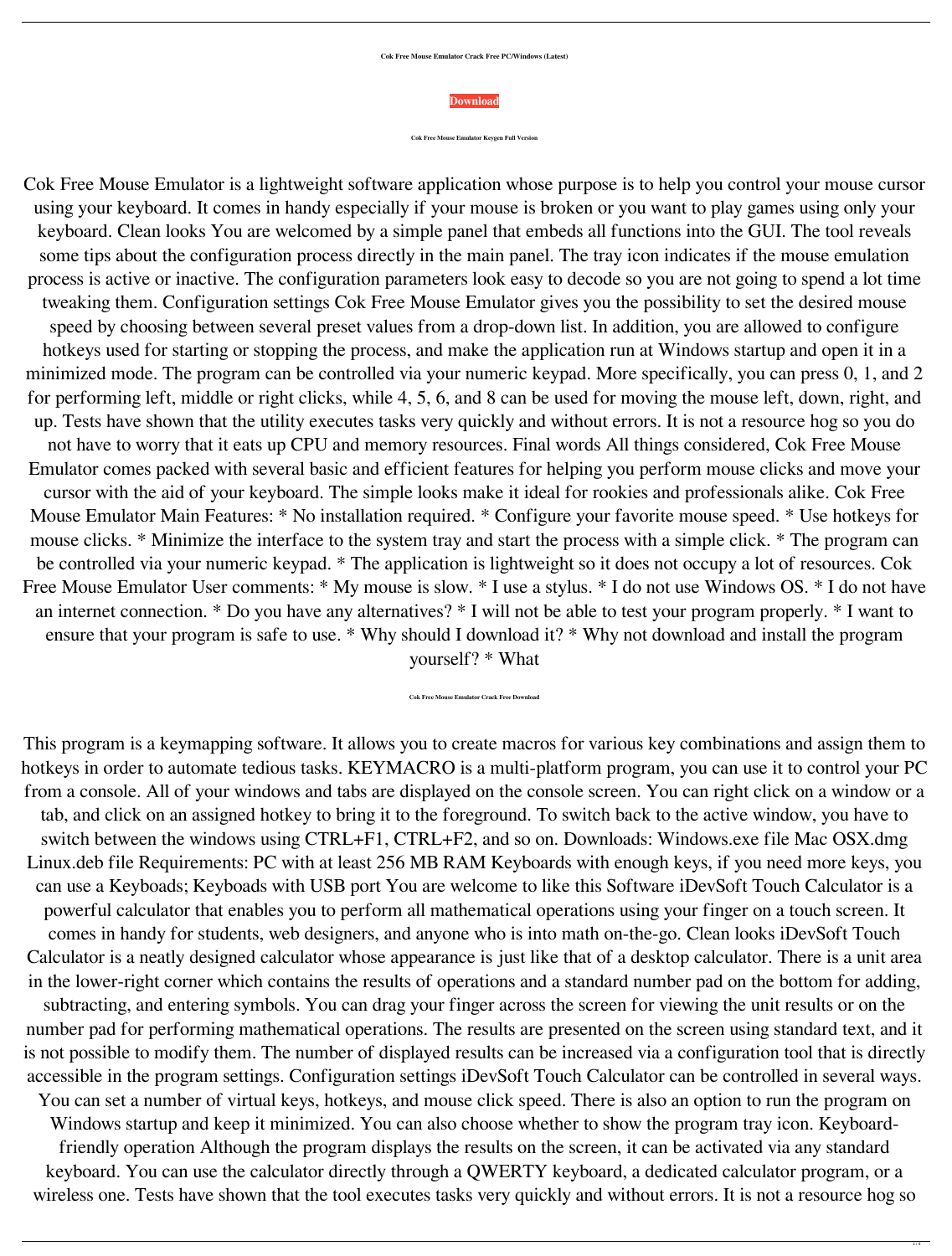**Cok Free Mouse Emulator Crack Free PC/Windows (Latest)**

**Download**

**Cok Free Mouse Emulator Keygen Full Version**

Cok Free Mouse Emulator is a lightweight software application whose purpose is to help you control your mouse cursor using your keyboard. It comes in handy especially if your mouse is broken or you want to play games using only your keyboard. Clean looks You are welcomed by a simple panel that embeds all functions into the GUI. The tool reveals some tips about the configuration process directly in the main panel. The tray icon indicates if the mouse emulation process is active or inactive. The configuration parameters look easy to decode so you are not going to spend a lot time tweaking them. Configuration settings Cok Free Mouse Emulator gives you the possibility to set the desired mouse speed by choosing between several preset values from a drop-down list. In addition, you are allowed to configure hotkeys used for starting or stopping the process, and make the application run at Windows startup and open it in a minimized mode. The program can be controlled via your numeric keypad. More specifically, you can press 0, 1, and 2 for performing left, middle or right clicks, while 4, 5, 6, and 8 can be used for moving the mouse left, down, right, and up. Tests have shown that the utility executes tasks very quickly and without errors. It is not a resource hog so you do not have to worry that it eats up CPU and memory resources. Final words All things considered, Cok Free Mouse Emulator comes packed with several basic and efficient features for helping you perform mouse clicks and move your cursor with the aid of your keyboard. The simple looks make it ideal for rookies and professionals alike. Cok Free Mouse Emulator Main Features: * No installation required. * Configure your favorite mouse speed. * Use hotkeys for mouse clicks. * Minimize the interface to the system tray and start the process with a simple click. * The program can be controlled via your numeric keypad. * The application is lightweight so it does not occupy a lot of resources. Cok Free Mouse Emulator User comments: * My mouse is slow. * I use a stylus. * I do not use Windows OS. * I do not have an internet connection. * Do you have any alternatives? * I will not be able to test your program properly. * I want to ensure that your program is safe to use. * Why should I download it? * Why not download and install the program yourself? * What

**Cok Free Mouse Emulator Crack Free Download**

This program is a keymapping software. It allows you to create macros for various key combinations and assign them to hotkeys in order to automate tedious tasks. KEYMACRO is a multi-platform program, you can use it to control your PC from a console. All of your windows and tabs are displayed on the console screen. You can right click on a window or a tab, and click on an assigned hotkey to bring it to the foreground. To switch back to the active window, you have to switch between the windows using CTRL+F1, CTRL+F2, and so on. Downloads: Windows.exe file Mac OSX.dmg Linux.deb file Requirements: PC with at least 256 MB RAM Keyboards with enough keys, if you need more keys, you can use a Keyboads; Keyboads with USB port You are welcome to like this Software iDevSoft Touch Calculator is a powerful calculator that enables you to perform all mathematical operations using your finger on a touch screen. It comes in handy for students, web designers, and anyone who is into math on-the-go. Clean looks iDevSoft Touch Calculator is a neatly designed calculator whose appearance is just like that of a desktop calculator. There is a unit area in the lower-right corner which contains the results of operations and a standard number pad on the bottom for adding, subtracting, and entering symbols. You can drag your finger across the screen for viewing the unit results or on the number pad for performing mathematical operations. The results are presented on the screen using standard text, and it is not possible to modify them. The number of displayed results can be increased via a configuration tool that is directly accessible in the program settings. Configuration settings iDevSoft Touch Calculator can be controlled in several ways. You can set a number of virtual keys, hotkeys, and mouse click speed. There is also an option to run the program on Windows startup and keep it minimized. You can also choose whether to show the program tray icon. Keyboard-friendly operation Although the program displays the results on the screen, it can be activated via any standard keyboard. You can use the calculator directly through a QWERTY keyboard, a dedicated calculator program, or a wireless one. Tests have shown that the tool executes tasks very quickly and without errors. It is not a resource hog so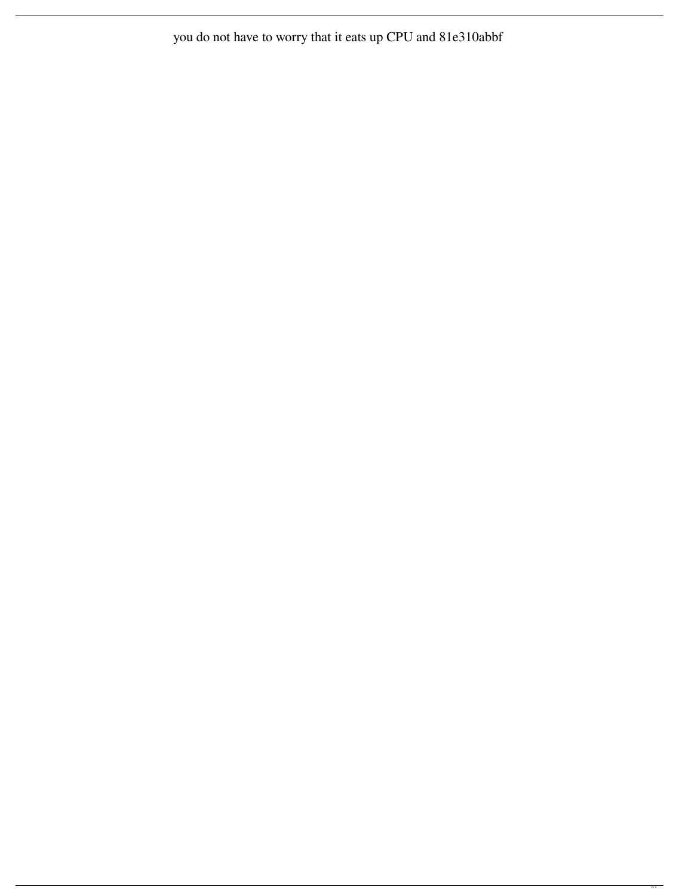you do not have to worry that it eats up CPU and 81e310abbf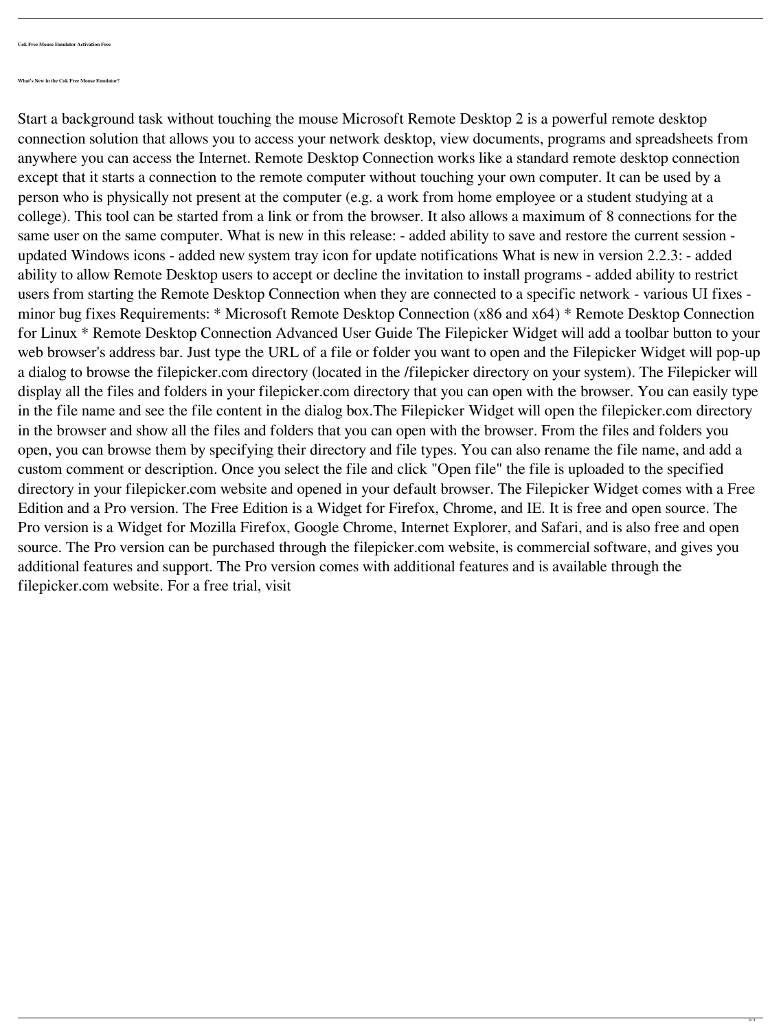**Cok Free Mouse Emulator Activation Free**

**What's New in the Cok Free Mouse Emulator?**

Start a background task without touching the mouse Microsoft Remote Desktop 2 is a powerful remote desktop connection solution that allows you to access your network desktop, view documents, programs and spreadsheets from anywhere you can access the Internet. Remote Desktop Connection works like a standard remote desktop connection except that it starts a connection to the remote computer without touching your own computer. It can be used by a person who is physically not present at the computer (e.g. a work from home employee or a student studying at a college). This tool can be started from a link or from the browser. It also allows a maximum of 8 connections for the same user on the same computer. What is new in this release: - added ability to save and restore the current session - updated Windows icons - added new system tray icon for update notifications What is new in version 2.2.3: - added ability to allow Remote Desktop users to accept or decline the invitation to install programs - added ability to restrict users from starting the Remote Desktop Connection when they are connected to a specific network - various UI fixes - minor bug fixes Requirements: * Microsoft Remote Desktop Connection (x86 and x64) * Remote Desktop Connection for Linux * Remote Desktop Connection Advanced User Guide The Filepicker Widget will add a toolbar button to your web browser's address bar. Just type the URL of a file or folder you want to open and the Filepicker Widget will pop-up a dialog to browse the filepicker.com directory (located in the /filepicker directory on your system). The Filepicker will display all the files and folders in your filepicker.com directory that you can open with the browser. You can easily type in the file name and see the file content in the dialog box.The Filepicker Widget will open the filepicker.com directory in the browser and show all the files and folders that you can open with the browser. From the files and folders you open, you can browse them by specifying their directory and file types. You can also rename the file name, and add a custom comment or description. Once you select the file and click "Open file" the file is uploaded to the specified directory in your filepicker.com website and opened in your default browser. The Filepicker Widget comes with a Free Edition and a Pro version. The Free Edition is a Widget for Firefox, Chrome, and IE. It is free and open source. The Pro version is a Widget for Mozilla Firefox, Google Chrome, Internet Explorer, and Safari, and is also free and open source. The Pro version can be purchased through the filepicker.com website, is commercial software, and gives you additional features and support. The Pro version comes with additional features and is available through the filepicker.com website. For a free trial, visit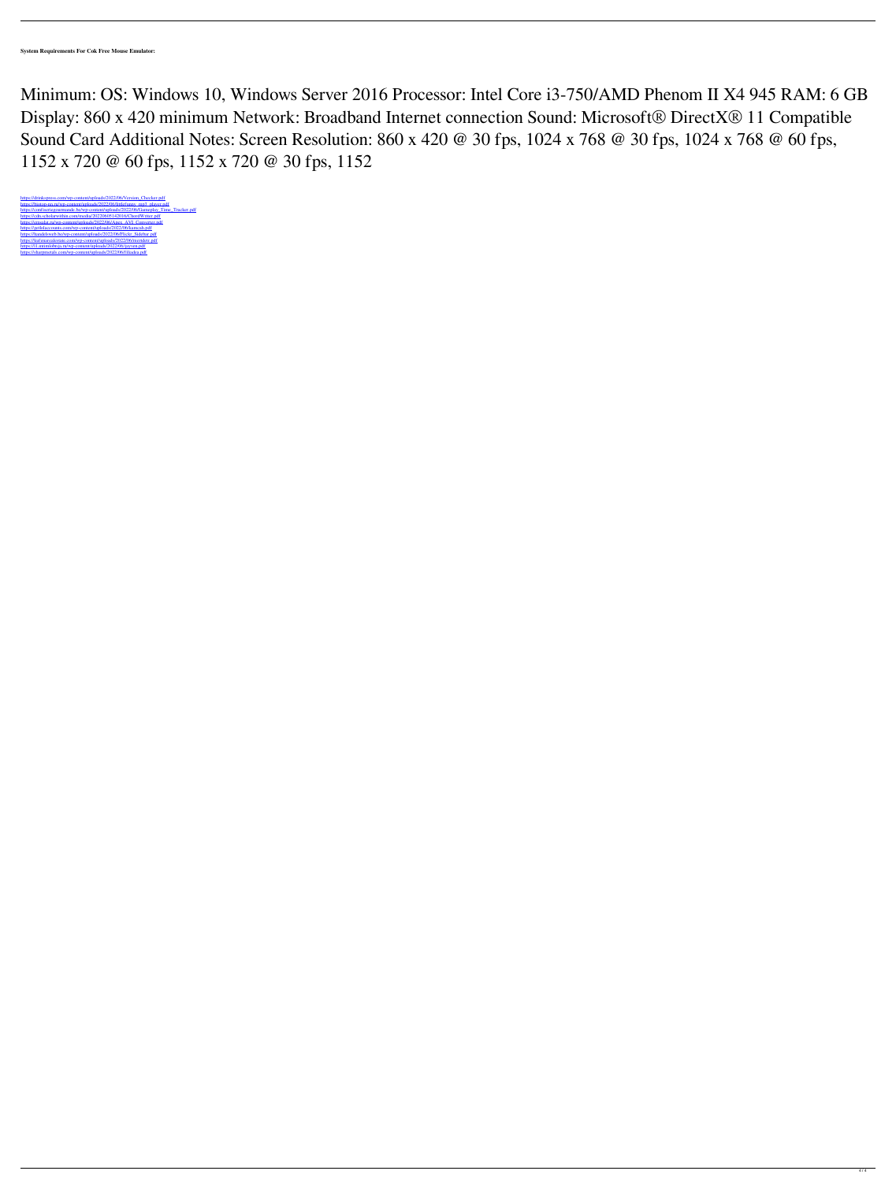**System Requirements For Cok Free Mouse Emulator:**

Minimum: OS: Windows 10, Windows Server 2016 Processor: Intel Core i3-750/AMD Phenom II X4 945 RAM: 6 GB Display: 860 x 420 minimum Network: Broadband Internet connection Sound: Microsoft® DirectX® 11 Compatible Sound Card Additional Notes: Screen Resolution: 860 x 420 @ 30 fps, 1024 x 768 @ 30 fps, 1024 x 768 @ 60 fps, 1152 x 720 @ 60 fps, 1152 x 720 @ 30 fps, 1152

https://drinkdeeds.com/wp-content/uploads/2022/06/Version_Checker.pdf
https://biotop-eu.ru/wp-content/uploads/2022/06/littlefunny_mp3_player.pdf
https://conferencegermanpolis.be/wp-content/uploads/2022/06/Gameplay_Time_Tracker.pdf
https://cdn.scholarwithin.com/media/20220605142016/ChordWriter.pdf
https://amoedar.ru/wp-content/uploads/2022/06/Apex_AVI_Converter.pdf
https://gribaccounts.com/wp-content/uploads/2022/06/kamcub.pdf
https://handelsweb.be/wp-content/uploads/2022/06/Flickr_Sidebar.pdf
https://kufmanrealestate.com/wp-content/uploads/2022/06/merdelr.pdf
https://01.innimlobuja.ru/wp-content/uploads/2022/06/jayven.pdf
https://sharpmetals.com/wp-content/uploads/2022/06/fidadea.pdf